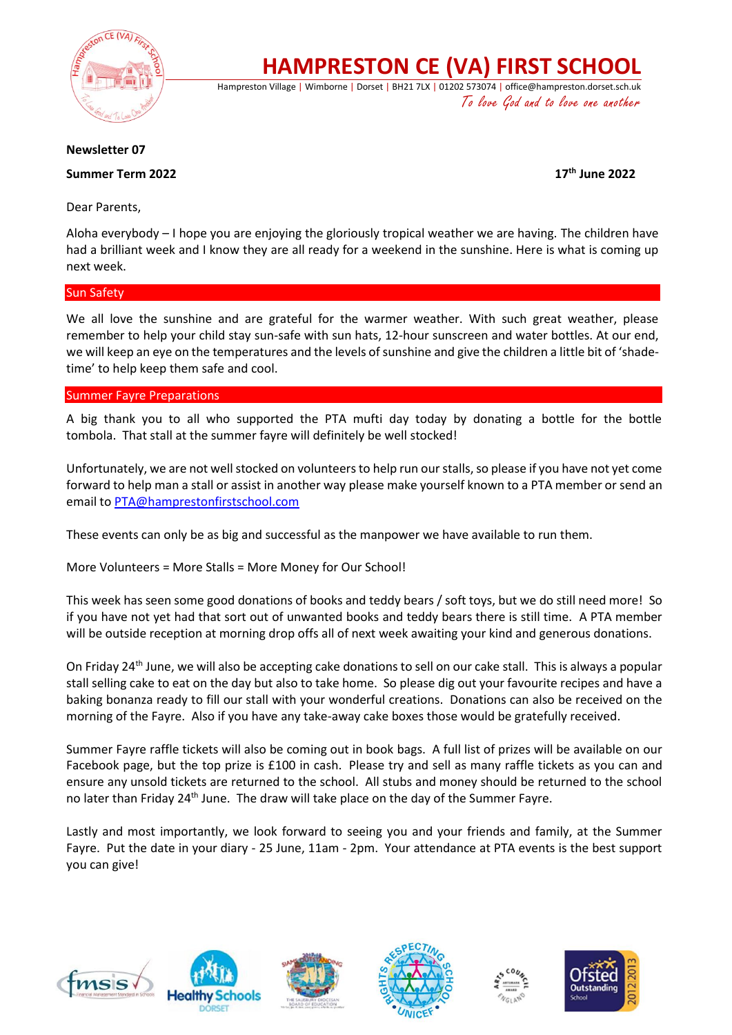# HAMPRESTON CE (VA) FIRST SCHOOL

Hampreston Village | Wimborne | Dorset | BH21 7LX | 01202 573074 | office@hampreston.dorset.sch.uk

*To love God and to love one another*

**Newsletter 07**

**Summer Term 2022** **17th June 2022**

Dear Parents,

Aloha everybody – I hope you are enjoying the gloriously tropical weather we are having. The children have had a brilliant week and I know they are all ready for a weekend in the sunshine. Here is what is coming up next week.

## Sun Safety

We all love the sunshine and are grateful for the warmer weather. With such great weather, please remember to help your child stay sun-safe with sun hats, 12-hour sunscreen and water bottles. At our end, we will keep an eye on the temperatures and the levels of sunshine and give the children a little bit of 'shade-time' to help keep them safe and cool.

## Summer Fayre Preparations

A big thank you to all who supported the PTA mufti day today by donating a bottle for the bottle tombola. That stall at the summer fayre will definitely be well stocked!

Unfortunately, we are not well stocked on volunteers to help run our stalls, so please if you have not yet come forward to help man a stall or assist in another way please make yourself known to a PTA member or send an email to PTA@hamprestonfirstschool.com

These events can only be as big and successful as the manpower we have available to run them.

More Volunteers = More Stalls = More Money for Our School!

This week has seen some good donations of books and teddy bears / soft toys, but we do still need more! So if you have not yet had that sort out of unwanted books and teddy bears there is still time. A PTA member will be outside reception at morning drop offs all of next week awaiting your kind and generous donations.

On Friday 24th June, we will also be accepting cake donations to sell on our cake stall. This is always a popular stall selling cake to eat on the day but also to take home. So please dig out your favourite recipes and have a baking bonanza ready to fill our stall with your wonderful creations. Donations can also be received on the morning of the Fayre. Also if you have any take-away cake boxes those would be gratefully received.

Summer Fayre raffle tickets will also be coming out in book bags. A full list of prizes will be available on our Facebook page, but the top prize is £100 in cash. Please try and sell as many raffle tickets as you can and ensure any unsold tickets are returned to the school. All stubs and money should be returned to the school no later than Friday 24th June. The draw will take place on the day of the Summer Fayre.

Lastly and most importantly, we look forward to seeing you and your friends and family, at the Summer Fayre. Put the date in your diary - 25 June, 11am - 2pm. Your attendance at PTA events is the best support you can give!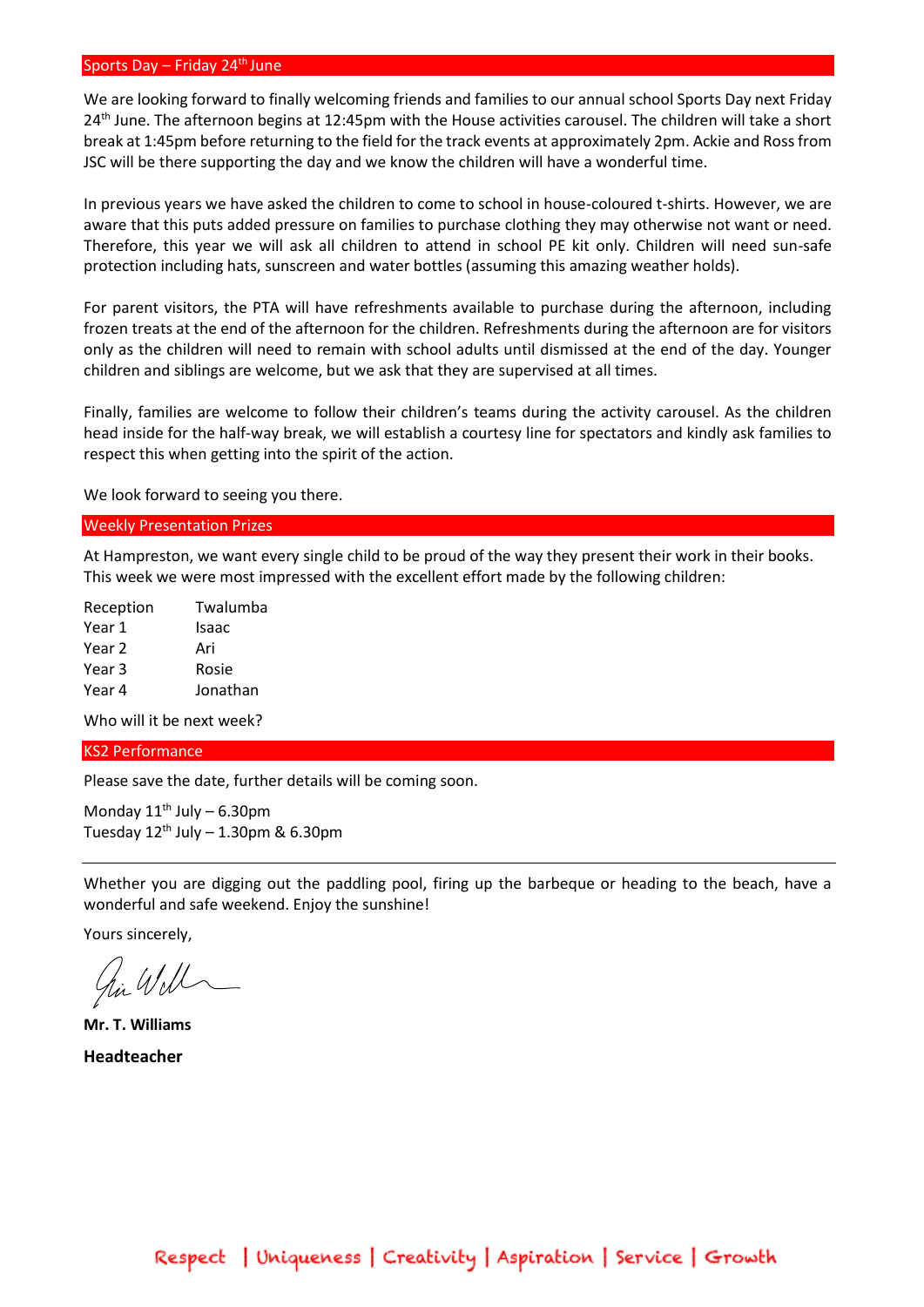## Sports Day – Friday 24th June

We are looking forward to finally welcoming friends and families to our annual school Sports Day next Friday 24th June. The afternoon begins at 12:45pm with the House activities carousel. The children will take a short break at 1:45pm before returning to the field for the track events at approximately 2pm. Ackie and Ross from JSC will be there supporting the day and we know the children will have a wonderful time.

In previous years we have asked the children to come to school in house-coloured t-shirts. However, we are aware that this puts added pressure on families to purchase clothing they may otherwise not want or need. Therefore, this year we will ask all children to attend in school PE kit only. Children will need sun-safe protection including hats, sunscreen and water bottles (assuming this amazing weather holds).

For parent visitors, the PTA will have refreshments available to purchase during the afternoon, including frozen treats at the end of the afternoon for the children. Refreshments during the afternoon are for visitors only as the children will need to remain with school adults until dismissed at the end of the day. Younger children and siblings are welcome, but we ask that they are supervised at all times.

Finally, families are welcome to follow their children's teams during the activity carousel. As the children head inside for the half-way break, we will establish a courtesy line for spectators and kindly ask families to respect this when getting into the spirit of the action.

We look forward to seeing you there.

## Weekly Presentation Prizes

At Hampreston, we want every single child to be proud of the way they present their work in their books. This week we were most impressed with the excellent effort made by the following children:

| | |
|---|---|
| Reception | Twalumba |
| Year 1 | Isaac |
| Year 2 | Ari |
| Year 3 | Rosie |
| Year 4 | Jonathan |

Who will it be next week?

## KS2 Performance

Please save the date, further details will be coming soon.

Monday 11th July – 6.30pm
Tuesday 12th July – 1.30pm & 6.30pm

---

Whether you are digging out the paddling pool, firing up the barbeque or heading to the beach, have a wonderful and safe weekend. Enjoy the sunshine!

Yours sincerely,

**Mr. T. Williams**

**Headteacher**

Respect | Uniqueness | Creativity | Aspiration | Service | Growth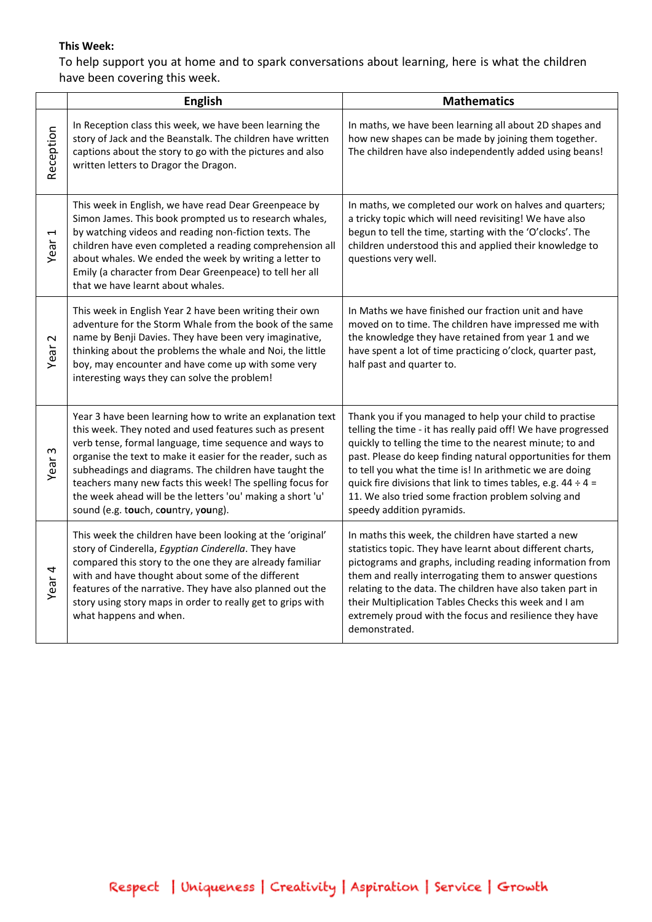**This Week:**

To help support you at home and to spark conversations about learning, here is what the children have been covering this week.

| | English | Mathematics |
|---|---|---|
| Reception | In Reception class this week, we have been learning the story of Jack and the Beanstalk. The children have written captions about the story to go with the pictures and also written letters to Dragor the Dragon. | In maths, we have been learning all about 2D shapes and how new shapes can be made by joining them together. The children have also independently added using beans! |
| Year 1 | This week in English, we have read Dear Greenpeace by Simon James. This book prompted us to research whales, by watching videos and reading non-fiction texts. The children have even completed a reading comprehension all about whales. We ended the week by writing a letter to Emily (a character from Dear Greenpeace) to tell her all that we have learnt about whales. | In maths, we completed our work on halves and quarters; a tricky topic which will need revisiting! We have also begun to tell the time, starting with the 'O'clocks'. The children understood this and applied their knowledge to questions very well. |
| Year 2 | This week in English Year 2 have been writing their own adventure for the Storm Whale from the book of the same name by Benji Davies. They have been very imaginative, thinking about the problems the whale and Noi, the little boy, may encounter and have come up with some very interesting ways they can solve the problem! | In Maths we have finished our fraction unit and have moved on to time. The children have impressed me with the knowledge they have retained from year 1 and we have spent a lot of time practicing o'clock, quarter past, half past and quarter to. |
| Year 3 | Year 3 have been learning how to write an explanation text this week. They noted and used features such as present verb tense, formal language, time sequence and ways to organise the text to make it easier for the reader, such as subheadings and diagrams. The children have taught the teachers many new facts this week! The spelling focus for the week ahead will be the letters 'ou' making a short 'u' sound (e.g. t**ou**ch, c**ou**ntry, y**ou**ng). | Thank you if you managed to help your child to practise telling the time - it has really paid off! We have progressed quickly to telling the time to the nearest minute; to and past. Please do keep finding natural opportunities for them to tell you what the time is! In arithmetic we are doing quick fire divisions that link to times tables, e.g. 44 ÷ 4 = 11. We also tried some fraction problem solving and speedy addition pyramids. |
| Year 4 | This week the children have been looking at the 'original' story of Cinderella, *Egyptian Cinderella*. They have compared this story to the one they are already familiar with and have thought about some of the different features of the narrative. They have also planned out the story using story maps in order to really get to grips with what happens and when. | In maths this week, the children have started a new statistics topic. They have learnt about different charts, pictograms and graphs, including reading information from them and really interrogating them to answer questions relating to the data. The children have also taken part in their Multiplication Tables Checks this week and I am extremely proud with the focus and resilience they have demonstrated. |

Respect | Uniqueness | Creativity | Aspiration | Service | Growth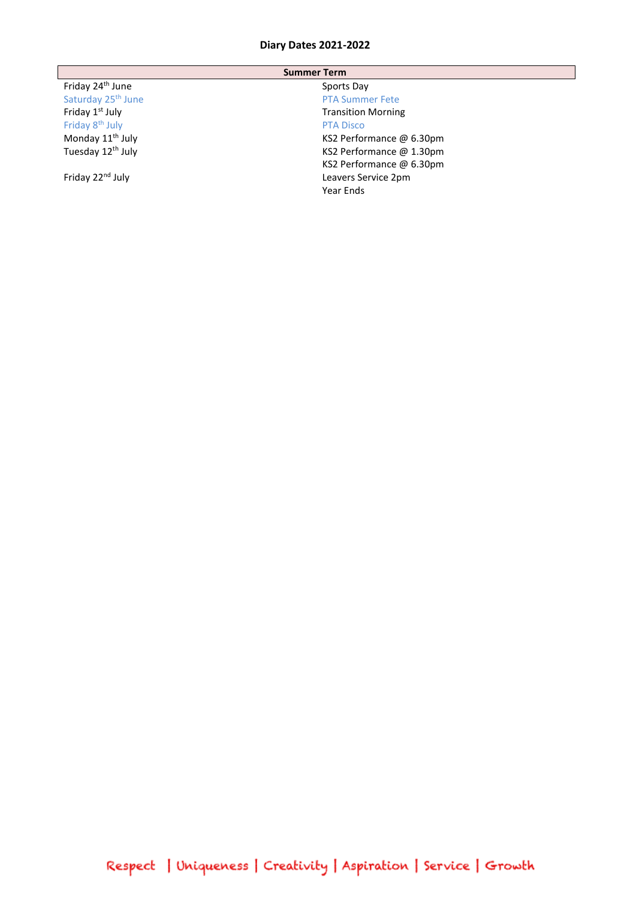**Diary Dates 2021-2022**

| Summer Term | |
|---|---|
| Friday 24th June | Sports Day |
| Saturday 25th June | PTA Summer Fete |
| Friday 1st July | Transition Morning |
| Friday 8th July | PTA Disco |
| Monday 11th July | KS2 Performance @ 6.30pm |
| Tuesday 12th July | KS2 Performance @ 1.30pm |
| | KS2 Performance @ 6.30pm |
| Friday 22nd July | Leavers Service 2pm |
| | Year Ends |

Respect | Uniqueness | Creativity | Aspiration | Service | Growth